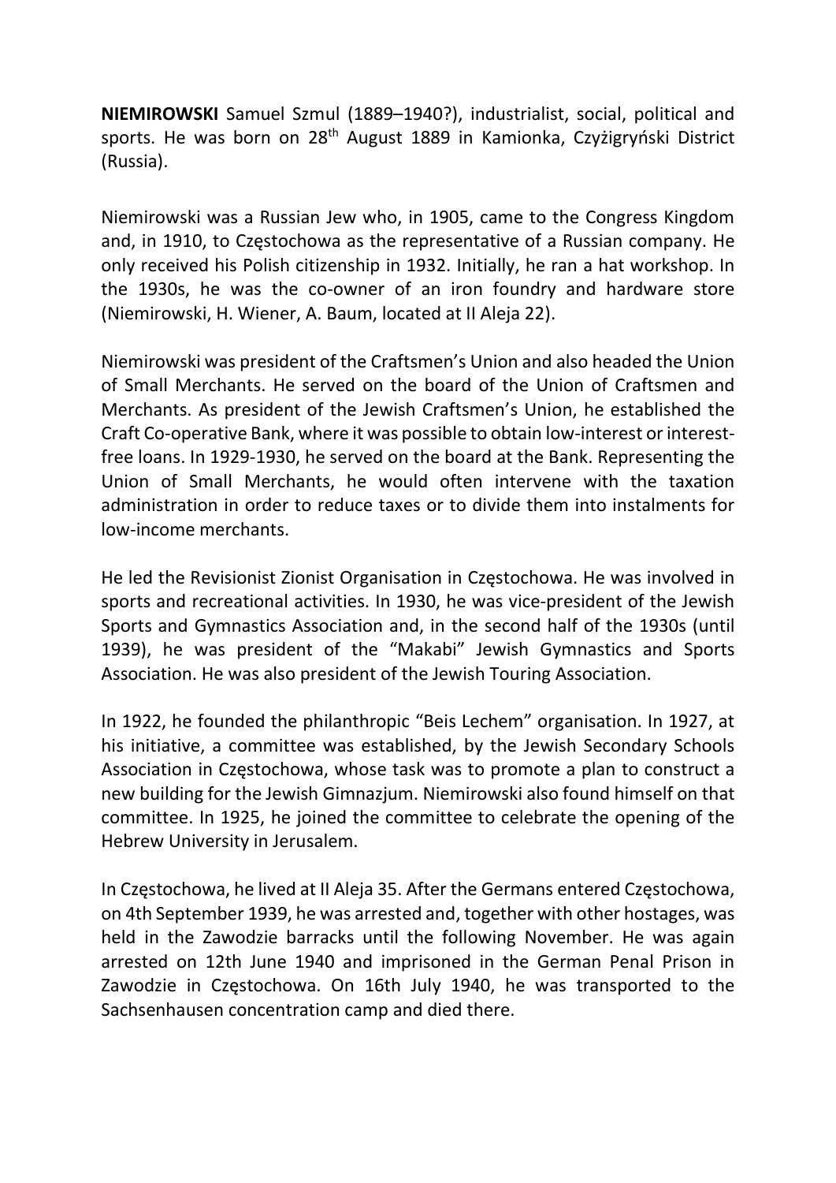**NIEMIROWSKI** Samuel Szmul (1889–1940?), industrialist, social, political and sports. He was born on 28th August 1889 in Kamionka, Czyżigryński District (Russia).

Niemirowski was a Russian Jew who, in 1905, came to the Congress Kingdom and, in 1910, to Częstochowa as the representative of a Russian company. He only received his Polish citizenship in 1932. Initially, he ran a hat workshop. In the 1930s, he was the co-owner of an iron foundry and hardware store (Niemirowski, H. Wiener, A. Baum, located at II Aleja 22).

Niemirowski was president of the Craftsmen's Union and also headed the Union of Small Merchants. He served on the board of the Union of Craftsmen and Merchants. As president of the Jewish Craftsmen's Union, he established the Craft Co-operative Bank, where it was possible to obtain low-interest or interest-free loans. In 1929-1930, he served on the board at the Bank. Representing the Union of Small Merchants, he would often intervene with the taxation administration in order to reduce taxes or to divide them into instalments for low-income merchants.

He led the Revisionist Zionist Organisation in Częstochowa. He was involved in sports and recreational activities. In 1930, he was vice-president of the Jewish Sports and Gymnastics Association and, in the second half of the 1930s (until 1939), he was president of the "Makabi" Jewish Gymnastics and Sports Association. He was also president of the Jewish Touring Association.

In 1922, he founded the philanthropic "Beis Lechem" organisation. In 1927, at his initiative, a committee was established, by the Jewish Secondary Schools Association in Częstochowa, whose task was to promote a plan to construct a new building for the Jewish Gimnazjum. Niemirowski also found himself on that committee. In 1925, he joined the committee to celebrate the opening of the Hebrew University in Jerusalem.

In Częstochowa, he lived at II Aleja 35. After the Germans entered Częstochowa, on 4th September 1939, he was arrested and, together with other hostages, was held in the Zawodzie barracks until the following November. He was again arrested on 12th June 1940 and imprisoned in the German Penal Prison in Zawodzie in Częstochowa. On 16th July 1940, he was transported to the Sachsenhausen concentration camp and died there.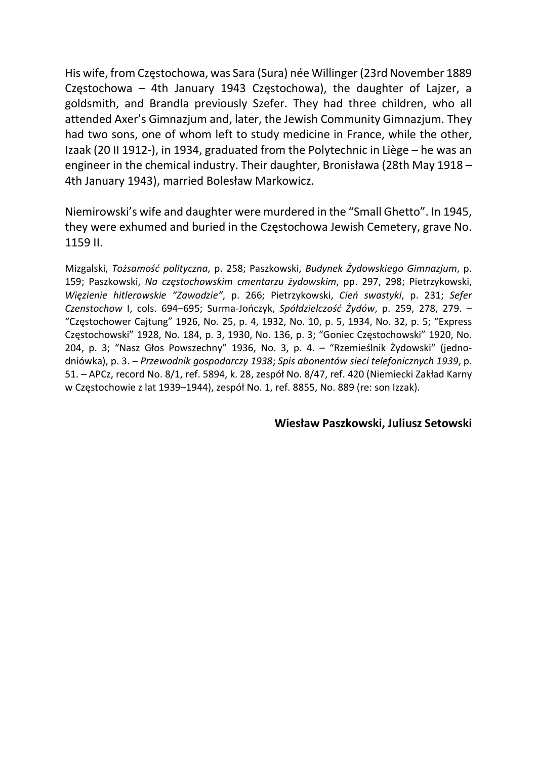His wife, from Częstochowa, was Sara (Sura) née Willinger (23rd November 1889 Częstochowa – 4th January 1943 Częstochowa), the daughter of Lajzer, a goldsmith, and Brandla previously Szefer. They had three children, who all attended Axer's Gimnazjum and, later, the Jewish Community Gimnazjum. They had two sons, one of whom left to study medicine in France, while the other, Izaak (20 II 1912-), in 1934, graduated from the Polytechnic in Liège – he was an engineer in the chemical industry. Their daughter, Bronisława (28th May 1918 – 4th January 1943), married Bolesław Markowicz.

Niemirowski's wife and daughter were murdered in the "Small Ghetto". In 1945, they were exhumed and buried in the Częstochowa Jewish Cemetery, grave No. 1159 II.

Mizgalski, *Tożsamość polityczna*, p. 258; Paszkowski, *Budynek Żydowskiego Gimnazjum*, p. 159; Paszkowski, *Na częstochowskim cmentarzu żydowskim*, pp. 297, 298; Pietrzykowski, *Więzienie hitlerowskie "Zawodzie"*, p. 266; Pietrzykowski, *Cień swastyki*, p. 231; *Sefer Czenstochow* I, cols. 694–695; Surma-Jończyk, *Spółdzielczość Żydów*, p. 259, 278, 279. – "Częstochower Cajtung" 1926, No. 25, p. 4, 1932, No. 10, p. 5, 1934, No. 32, p. 5; "Express Częstochowski" 1928, No. 184, p. 3, 1930, No. 136, p. 3; "Goniec Częstochowski" 1920, No. 204, p. 3; "Nasz Głos Powszechny" 1936, No. 3, p. 4. – "Rzemieślnik Żydowski" (jednodniówka), p. 3. – *Przewodnik gospodarczy 1938*; *Spis abonentów sieci telefonicznych 1939*, p. 51. – APCz, record No. 8/1, ref. 5894, k. 28, zespół No. 8/47, ref. 420 (Niemiecki Zakład Karny w Częstochowie z lat 1939–1944), zespół No. 1, ref. 8855, No. 889 (re: son Izzak).

**Wiesław Paszkowski, Juliusz Setowski**